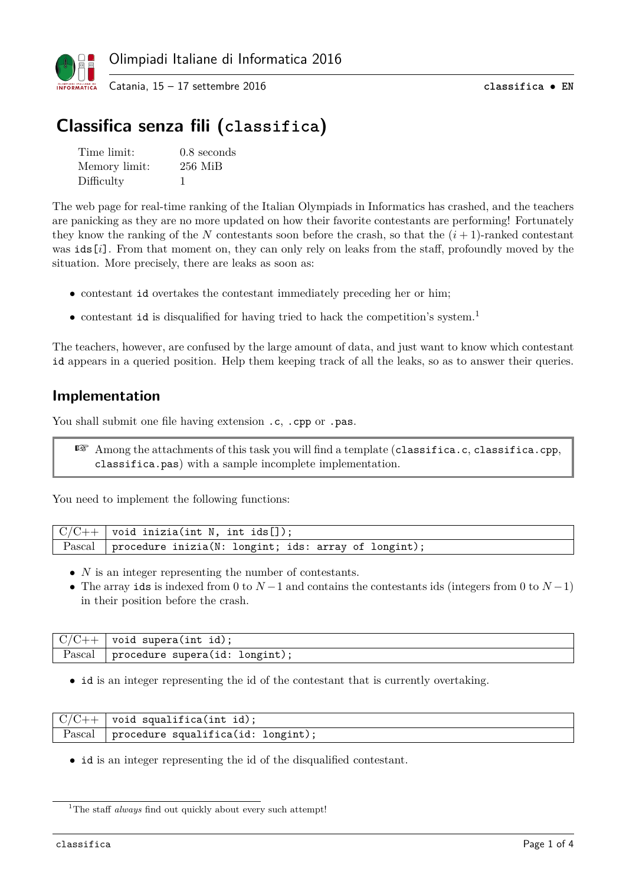# Classifica senza fili (classifica)

| | |
|---|---|
| Time limit: | 0.8 seconds |
| Memory limit: | 256 MiB |
| Difficulty | 1 |

The web page for real-time ranking of the Italian Olympiads in Informatics has crashed, and the teachers are panicking as they are no more updated on how their favorite contestants are performing! Fortunately they know the ranking of the $N$ contestants soon before the crash, so that the $(i+1)$-ranked contestant was `ids[i]`. From that moment on, they can only rely on leaks from the staff, profoundly moved by the situation. More precisely, there are leaks as soon as:

- contestant `id` overtakes the contestant immediately preceding her or him;
- contestant `id` is disqualified for having tried to hack the competition's system.[1]

The teachers, however, are confused by the large amount of data, and just want to know which contestant `id` appears in a queried position. Help them keeping track of all the leaks, so as to answer their queries.

## Implementation

You shall submit one file having extension `.c`, `.cpp` or `.pas`.

> ☞ Among the attachments of this task you will find a template (`classifica.c`, `classifica.cpp`, `classifica.pas`) with a sample incomplete implementation.

You need to implement the following functions:

| | |
|---|---|
| C/C++ | `void inizia(int N, int ids[]);` |
| Pascal | `procedure inizia(N: longint; ids: array of longint);` |

- $N$ is an integer representing the number of contestants.
- The array `ids` is indexed from 0 to $N-1$ and contains the contestants ids (integers from 0 to $N-1$) in their position before the crash.

| | |
|---|---|
| C/C++ | `void supera(int id);` |
| Pascal | `procedure supera(id: longint);` |

- `id` is an integer representing the id of the contestant that is currently overtaking.

| | |
|---|---|
| C/C++ | `void squalifica(int id);` |
| Pascal | `procedure squalifica(id: longint);` |

- `id` is an integer representing the id of the disqualified contestant.

[1] The staff *always* find out quickly about every such attempt!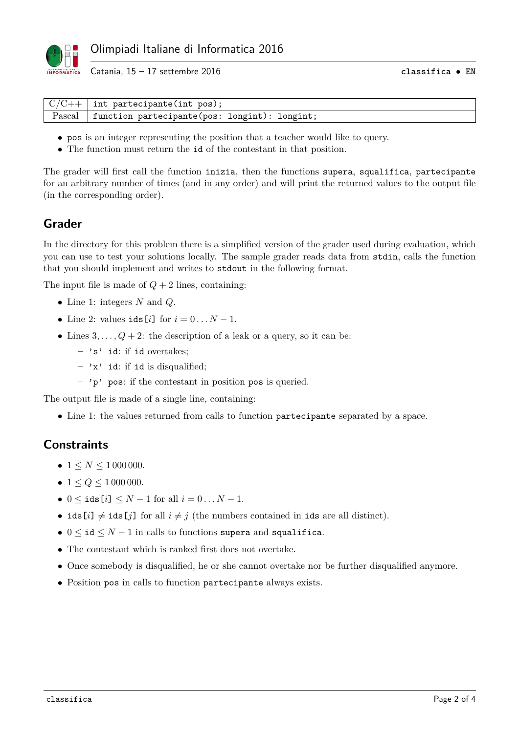| C/C++ | `int partecipante(int pos);` |
|---|---|
| Pascal | `function partecipante(pos: longint): longint;` |

- `pos` is an integer representing the position that a teacher would like to query.
- The function must return the `id` of the contestant in that position.

The grader will first call the function `inizia`, then the functions `supera`, `squalifica`, `partecipante` for an arbitrary number of times (and in any order) and will print the returned values to the output file (in the corresponding order).

## Grader

In the directory for this problem there is a simplified version of the grader used during evaluation, which you can use to test your solutions locally. The sample grader reads data from `stdin`, calls the function that you should implement and writes to `stdout` in the following format.

The input file is made of $Q + 2$ lines, containing:

- Line 1: integers $N$ and $Q$.
- Line 2: values `ids`[$i$] for $i = 0 \ldots N - 1$.
- Lines $3, \ldots, Q + 2$: the description of a leak or a query, so it can be:
  - `'s' id`: if `id` overtakes;
  - `'x' id`: if `id` is disqualified;
  - `'p' pos`: if the contestant in position `pos` is queried.

The output file is made of a single line, containing:

- Line 1: the values returned from calls to function `partecipante` separated by a space.

## Constraints

- $1 \leq N \leq 1\,000\,000$.
- $1 \leq Q \leq 1\,000\,000$.
- $0 \leq$ `ids`[$i$] $\leq N - 1$ for all $i = 0 \ldots N - 1$.
- `ids`[$i$] $\neq$ `ids`[$j$] for all $i \neq j$ (the numbers contained in `ids` are all distinct).
- $0 \leq$ `id` $\leq N - 1$ in calls to functions `supera` and `squalifica`.
- The contestant which is ranked first does not overtake.
- Once somebody is disqualified, he or she cannot overtake nor be further disqualified anymore.
- Position `pos` in calls to function `partecipante` always exists.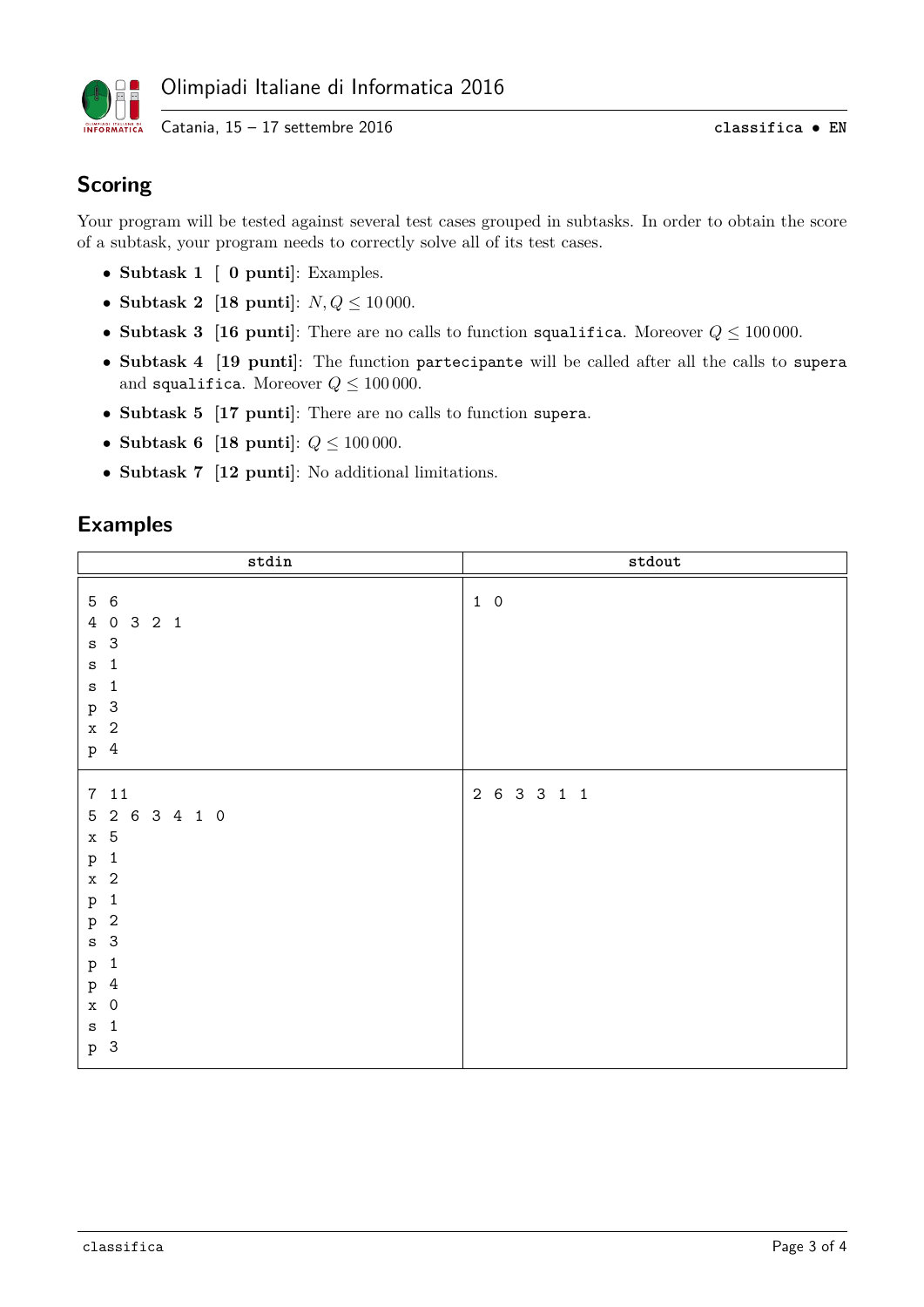## Scoring

Your program will be tested against several test cases grouped in subtasks. In order to obtain the score of a subtask, your program needs to correctly solve all of its test cases.

- **Subtask 1 [ 0 punti]**: Examples.
- **Subtask 2 [18 punti]**: $N, Q \leq 10\,000$.
- **Subtask 3 [16 punti]**: There are no calls to function `squalifica`. Moreover $Q \leq 100\,000$.
- **Subtask 4 [19 punti]**: The function `partecipante` will be called after all the calls to `supera` and `squalifica`. Moreover $Q \leq 100\,000$.
- **Subtask 5 [17 punti]**: There are no calls to function `supera`.
- **Subtask 6 [18 punti]**: $Q \leq 100\,000$.
- **Subtask 7 [12 punti]**: No additional limitations.

## Examples

| stdin | stdout |
|---|---|
| <pre>5 6<br>4 0 3 2 1<br>s 3<br>s 1<br>s 1<br>p 3<br>x 2<br>p 4</pre> | <pre>1 0</pre> |
| <pre>7 11<br>5 2 6 3 4 1 0<br>x 5<br>p 1<br>x 2<br>p 1<br>p 2<br>s 3<br>p 1<br>p 4<br>x 0<br>s 1<br>p 3</pre> | <pre>2 6 3 3 1 1</pre> |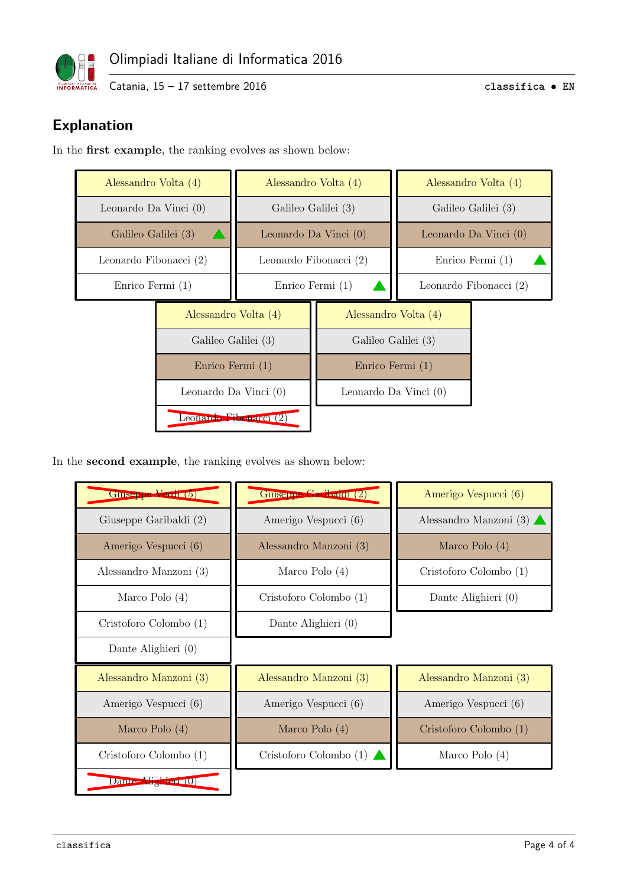## Explanation

In the **first example**, the ranking evolves as shown below:

| | | | | |
|---|---|---|---|---|
| Alessandro Volta (4) | Alessandro Volta (4) | Alessandro Volta (4) | Alessandro Volta (4) | Alessandro Volta (4) |
| Leonardo Da Vinci (0) | Galileo Galilei (3) | Galileo Galilei (3) | Galileo Galilei (3) | Galileo Galilei (3) |
| Galileo Galilei (3) ▲ | Leonardo Da Vinci (0) | Leonardo Da Vinci (0) | Enrico Fermi (1) | Enrico Fermi (1) |
| Leonardo Fibonacci (2) | Leonardo Fibonacci (2) | Enrico Fermi (1) ▲ | Leonardo Da Vinci (0) | Leonardo Da Vinci (0) |
| Enrico Fermi (1) | Enrico Fermi (1) ▲ | Leonardo Fibonacci (2) | ~~Leonardo Fibonacci (2)~~ | |

In the **second example**, the ranking evolves as shown below:

| | | | | | |
|---|---|---|---|---|---|
| ~~Giuseppe Verdi (5)~~ | ~~Giuseppe Garibaldi (2)~~ | Amerigo Vespucci (6) | Alessandro Manzoni (3) | Alessandro Manzoni (3) | Alessandro Manzoni (3) |
| Giuseppe Garibaldi (2) | Amerigo Vespucci (6) | Alessandro Manzoni (3) ▲ | Amerigo Vespucci (6) | Amerigo Vespucci (6) | Amerigo Vespucci (6) |
| Amerigo Vespucci (6) | Alessandro Manzoni (3) | Marco Polo (4) | Marco Polo (4) | Marco Polo (4) | Cristoforo Colombo (1) |
| Alessandro Manzoni (3) | Marco Polo (4) | Cristoforo Colombo (1) | Cristoforo Colombo (1) | Cristoforo Colombo (1) ▲ | Marco Polo (4) |
| Marco Polo (4) | Cristoforo Colombo (1) | Dante Alighieri (0) | ~~Dante Alighieri (0)~~ | | |
| Cristoforo Colombo (1) | Dante Alighieri (0) | | | | |
| Dante Alighieri (0) | | | | | |